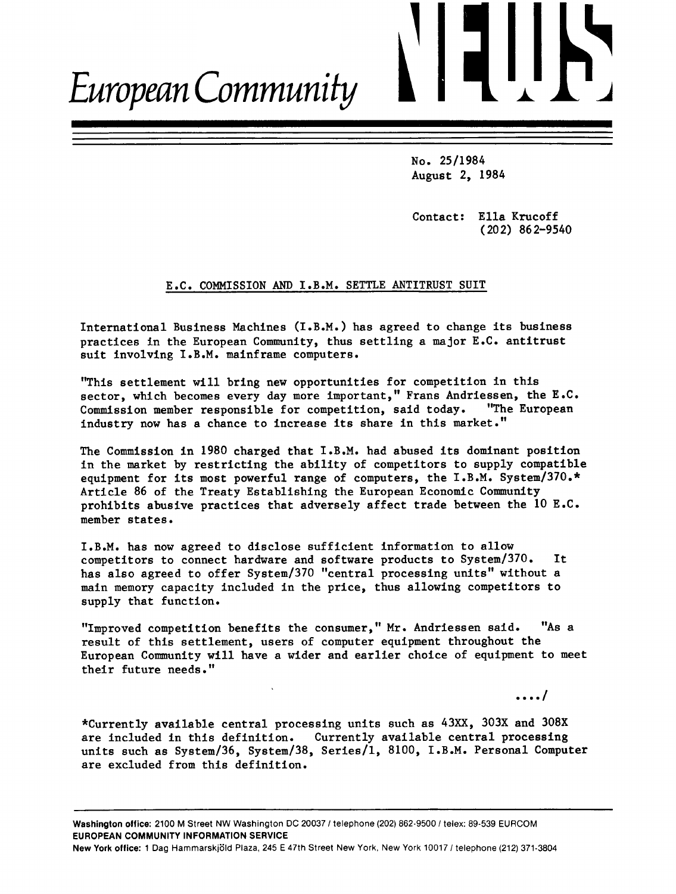# European Community NEWS

No. 25/1984
August 2, 1984

Contact: Ella Krucoff
(202) 862-9540

## E.C. COMMISSION AND I.B.M. SETTLE ANTITRUST SUIT

International Business Machines (I.B.M.) has agreed to change its business practices in the European Community, thus settling a major E.C. antitrust suit involving I.B.M. mainframe computers.

"This settlement will bring new opportunities for competition in this sector, which becomes every day more important," Frans Andriessen, the E.C. Commission member responsible for competition, said today. "The European industry now has a chance to increase its share in this market."

The Commission in 1980 charged that I.B.M. had abused its dominant position in the market by restricting the ability of competitors to supply compatible equipment for its most powerful range of computers, the I.B.M. System/370.* Article 86 of the Treaty Establishing the European Economic Community prohibits abusive practices that adversely affect trade between the 10 E.C. member states.

I.B.M. has now agreed to disclose sufficient information to allow competitors to connect hardware and software products to System/370. It has also agreed to offer System/370 "central processing units" without a main memory capacity included in the price, thus allowing competitors to supply that function.

"Improved competition benefits the consumer," Mr. Andriessen said. "As a result of this settlement, users of computer equipment throughout the European Community will have a wider and earlier choice of equipment to meet their future needs."

..../

*Currently available central processing units such as 43XX, 303X and 308X are included in this definition. Currently available central processing units such as System/36, System/38, Series/1, 8100, I.B.M. Personal Computer are excluded from this definition.

**Washington office:** 2100 M Street NW Washington DC 20037 / telephone (202) 862-9500 / telex: 89-539 EURCOM
**EUROPEAN COMMUNITY INFORMATION SERVICE**
**New York office:** 1 Dag Hammarskjöld Plaza, 245 E 47th Street New York, New York 10017 / telephone (212) 371-3804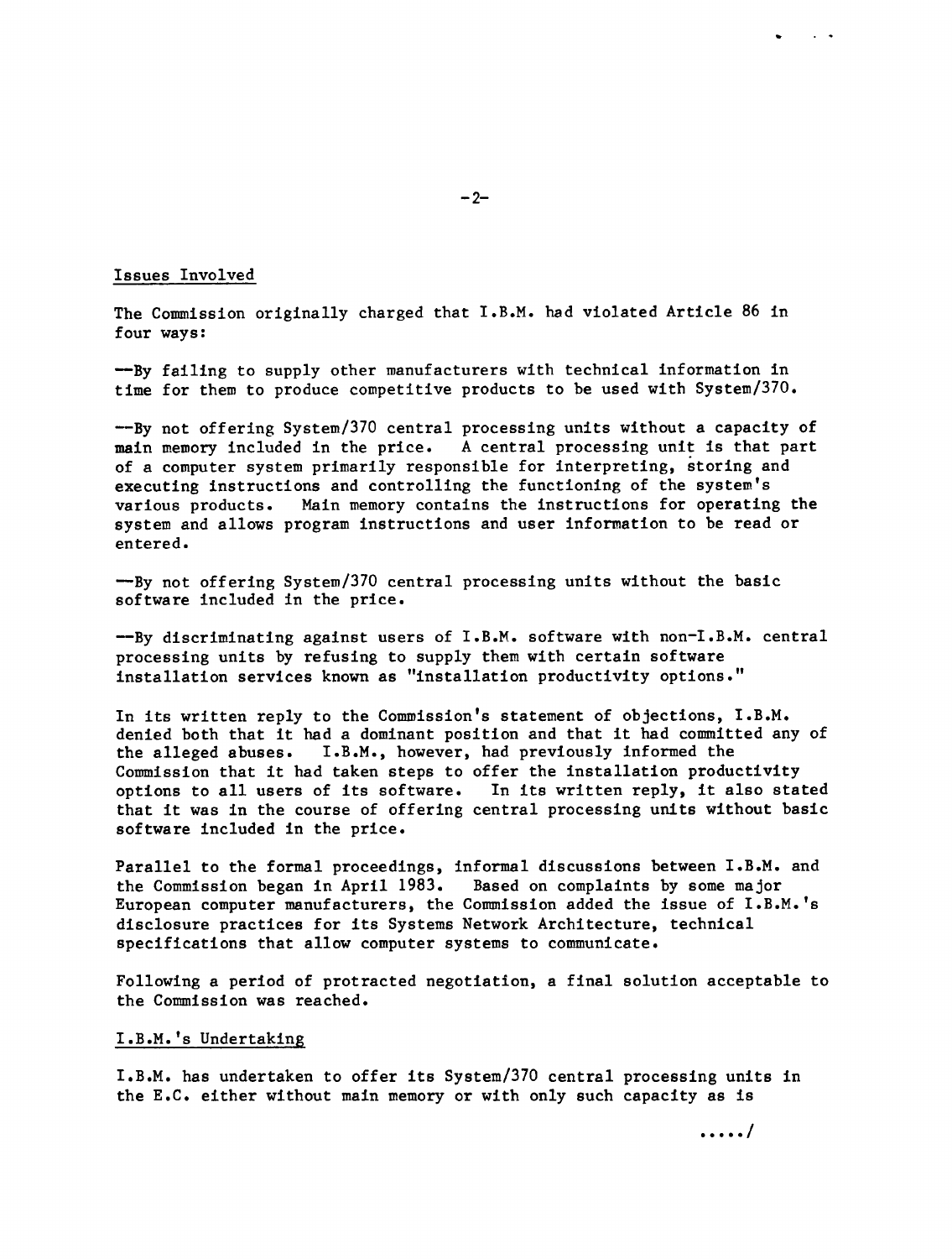## Issues Involved

The Commission originally charged that I.B.M. had violated Article 86 in four ways:

—By failing to supply other manufacturers with technical information in time for them to produce competitive products to be used with System/370.

—By not offering System/370 central processing units without a capacity of main memory included in the price. A central processing unit is that part of a computer system primarily responsible for interpreting, storing and executing instructions and controlling the functioning of the system's various products. Main memory contains the instructions for operating the system and allows program instructions and user information to be read or entered.

—By not offering System/370 central processing units without the basic software included in the price.

—By discriminating against users of I.B.M. software with non-I.B.M. central processing units by refusing to supply them with certain software installation services known as "installation productivity options."

In its written reply to the Commission's statement of objections, I.B.M. denied both that it had a dominant position and that it had committed any of the alleged abuses. I.B.M., however, had previously informed the Commission that it had taken steps to offer the installation productivity options to all users of its software. In its written reply, it also stated that it was in the course of offering central processing units without basic software included in the price.

Parallel to the formal proceedings, informal discussions between I.B.M. and the Commission began in April 1983. Based on complaints by some major European computer manufacturers, the Commission added the issue of I.B.M.'s disclosure practices for its Systems Network Architecture, technical specifications that allow computer systems to communicate.

Following a period of protracted negotiation, a final solution acceptable to the Commission was reached.

## I.B.M.'s Undertaking

I.B.M. has undertaken to offer its System/370 central processing units in the E.C. either without main memory or with only such capacity as is

...../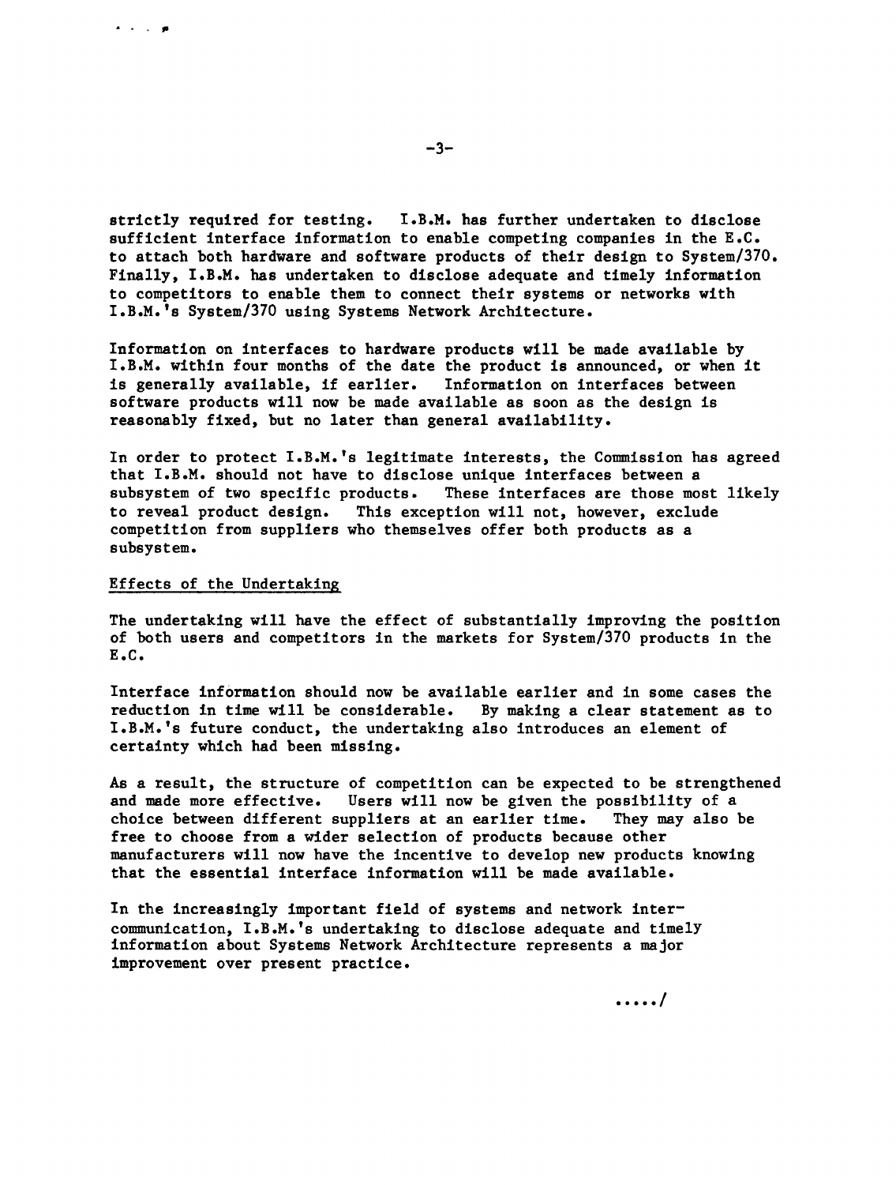strictly required for testing. I.B.M. has further undertaken to disclose sufficient interface information to enable competing companies in the E.C. to attach both hardware and software products of their design to System/370. Finally, I.B.M. has undertaken to disclose adequate and timely information to competitors to enable them to connect their systems or networks with I.B.M.'s System/370 using Systems Network Architecture.

Information on interfaces to hardware products will be made available by I.B.M. within four months of the date the product is announced, or when it is generally available, if earlier. Information on interfaces between software products will now be made available as soon as the design is reasonably fixed, but no later than general availability.

In order to protect I.B.M.'s legitimate interests, the Commission has agreed that I.B.M. should not have to disclose unique interfaces between a subsystem of two specific products. These interfaces are those most likely to reveal product design. This exception will not, however, exclude competition from suppliers who themselves offer both products as a subsystem.

## Effects of the Undertaking

The undertaking will have the effect of substantially improving the position of both users and competitors in the markets for System/370 products in the E.C.

Interface information should now be available earlier and in some cases the reduction in time will be considerable. By making a clear statement as to I.B.M.'s future conduct, the undertaking also introduces an element of certainty which had been missing.

As a result, the structure of competition can be expected to be strengthened and made more effective. Users will now be given the possibility of a choice between different suppliers at an earlier time. They may also be free to choose from a wider selection of products because other manufacturers will now have the incentive to develop new products knowing that the essential interface information will be made available.

In the increasingly important field of systems and network inter-communication, I.B.M.'s undertaking to disclose adequate and timely information about Systems Network Architecture represents a major improvement over present practice.

...../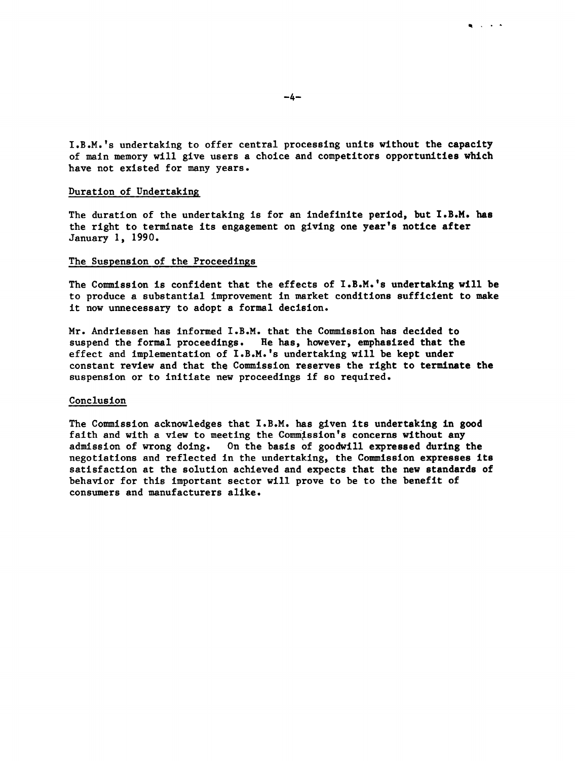I.B.M.'s undertaking to offer central processing units without the capacity of main memory will give users a choice and competitors opportunities which have not existed for many years.

## Duration of Undertaking

The duration of the undertaking is for an indefinite period, but I.B.M. has the right to terminate its engagement on giving one year's notice after January 1, 1990.

## The Suspension of the Proceedings

The Commission is confident that the effects of I.B.M.'s undertaking will be to produce a substantial improvement in market conditions sufficient to make it now unnecessary to adopt a formal decision.

Mr. Andriessen has informed I.B.M. that the Commission has decided to suspend the formal proceedings. He has, however, emphasized that the effect and implementation of I.B.M.'s undertaking will be kept under constant review and that the Commission reserves the right to terminate the suspension or to initiate new proceedings if so required.

## Conclusion

The Commission acknowledges that I.B.M. has given its undertaking in good faith and with a view to meeting the Commission's concerns without any admission of wrong doing. On the basis of goodwill expressed during the negotiations and reflected in the undertaking, the Commission expresses its satisfaction at the solution achieved and expects that the new standards of behavior for this important sector will prove to be to the benefit of consumers and manufacturers alike.